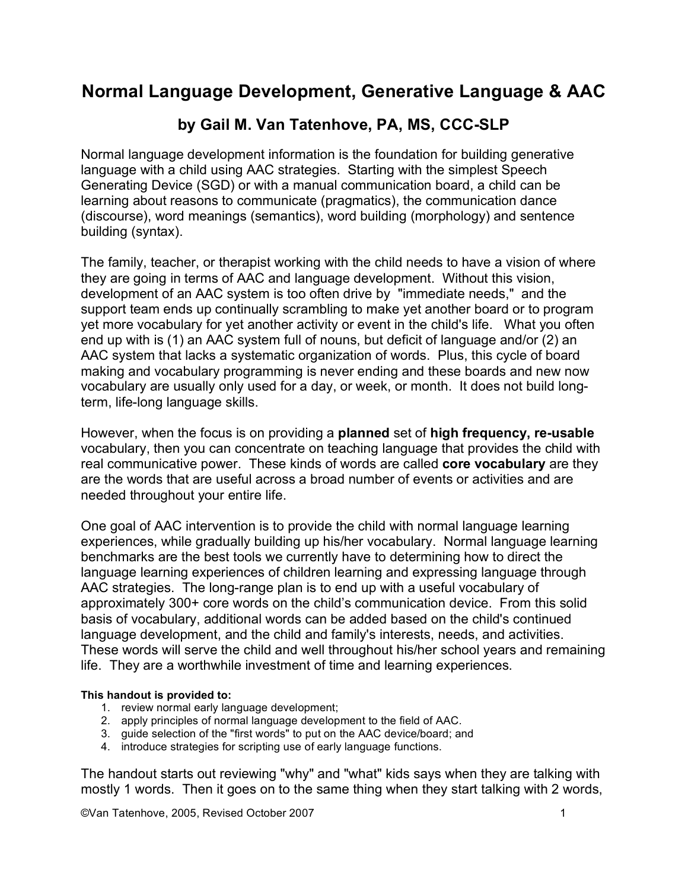# Normal Language Development, Generative Language & AAC

## by Gail M. Van Tatenhove, PA, MS, CCC-SLP

Normal language development information is the foundation for building generative language with a child using AAC strategies. Starting with the simplest Speech Generating Device (SGD) or with a manual communication board, a child can be learning about reasons to communicate (pragmatics), the communication dance (discourse), word meanings (semantics), word building (morphology) and sentence building (syntax).

The family, teacher, or therapist working with the child needs to have a vision of where they are going in terms of AAC and language development. Without this vision, development of an AAC system is too often drive by "immediate needs," and the support team ends up continually scrambling to make yet another board or to program yet more vocabulary for yet another activity or event in the child's life. What you often end up with is (1) an AAC system full of nouns, but deficit of language and/or (2) an AAC system that lacks a systematic organization of words. Plus, this cycle of board making and vocabulary programming is never ending and these boards and new now vocabulary are usually only used for a day, or week, or month. It does not build long-term, life-long language skills.

However, when the focus is on providing a **planned** set of **high frequency, re-usable** vocabulary, then you can concentrate on teaching language that provides the child with real communicative power. These kinds of words are called **core vocabulary** are they are the words that are useful across a broad number of events or activities and are needed throughout your entire life.

One goal of AAC intervention is to provide the child with normal language learning experiences, while gradually building up his/her vocabulary. Normal language learning benchmarks are the best tools we currently have to determining how to direct the language learning experiences of children learning and expressing language through AAC strategies. The long-range plan is to end up with a useful vocabulary of approximately 300+ core words on the child's communication device. From this solid basis of vocabulary, additional words can be added based on the child's continued language development, and the child and family's interests, needs, and activities. These words will serve the child and well throughout his/her school years and remaining life. They are a worthwhile investment of time and learning experiences.

**This handout is provided to:**

1. review normal early language development;
2. apply principles of normal language development to the field of AAC.
3. guide selection of the "first words" to put on the AAC device/board; and
4. introduce strategies for scripting use of early language functions.

The handout starts out reviewing "why" and "what" kids says when they are talking with mostly 1 words. Then it goes on to the same thing when they start talking with 2 words,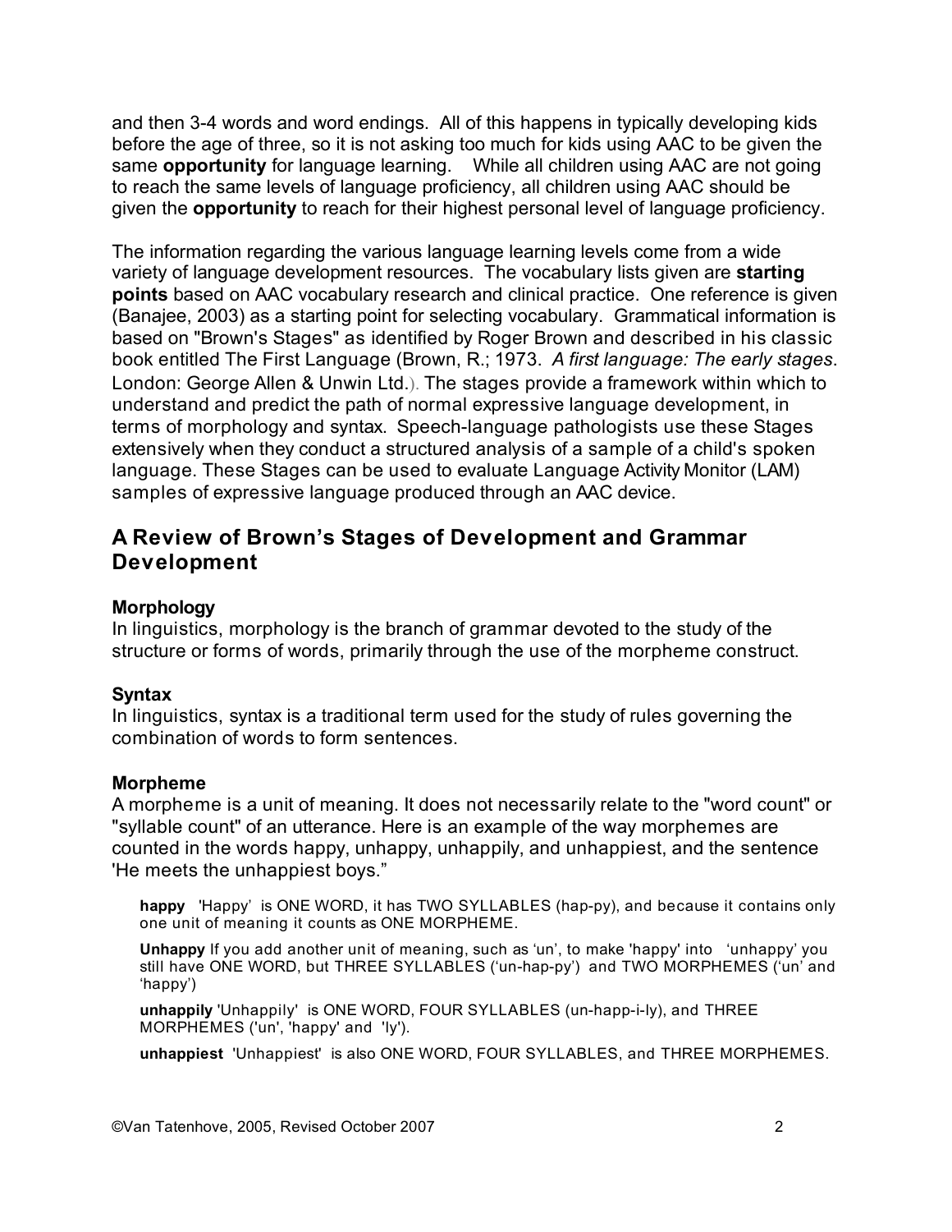and then 3-4 words and word endings. All of this happens in typically developing kids before the age of three, so it is not asking too much for kids using AAC to be given the same **opportunity** for language learning. While all children using AAC are not going to reach the same levels of language proficiency, all children using AAC should be given the **opportunity** to reach for their highest personal level of language proficiency.

The information regarding the various language learning levels come from a wide variety of language development resources. The vocabulary lists given are **starting points** based on AAC vocabulary research and clinical practice. One reference is given (Banajee, 2003) as a starting point for selecting vocabulary. Grammatical information is based on "Brown's Stages" as identified by Roger Brown and described in his classic book entitled The First Language (Brown, R.; 1973. *A first language: The early stages*. London: George Allen & Unwin Ltd.). The stages provide a framework within which to understand and predict the path of normal expressive language development, in terms of morphology and syntax. Speech-language pathologists use these Stages extensively when they conduct a structured analysis of a sample of a child's spoken language. These Stages can be used to evaluate Language Activity Monitor (LAM) samples of expressive language produced through an AAC device.

## A Review of Brown's Stages of Development and Grammar Development

### Morphology

In linguistics, morphology is the branch of grammar devoted to the study of the structure or forms of words, primarily through the use of the morpheme construct.

### Syntax

In linguistics, syntax is a traditional term used for the study of rules governing the combination of words to form sentences.

### Morpheme

A morpheme is a unit of meaning. It does not necessarily relate to the "word count" or "syllable count" of an utterance. Here is an example of the way morphemes are counted in the words happy, unhappy, unhappily, and unhappiest, and the sentence 'He meets the unhappiest boys."

**happy** 'Happy' is ONE WORD, it has TWO SYLLABLES (hap-py), and because it contains only one unit of meaning it counts as ONE MORPHEME.

**Unhappy** If you add another unit of meaning, such as 'un', to make 'happy' into 'unhappy' you still have ONE WORD, but THREE SYLLABLES ('un-hap-py') and TWO MORPHEMES ('un' and 'happy')

**unhappily** 'Unhappily' is ONE WORD, FOUR SYLLABLES (un-happ-i-ly), and THREE MORPHEMES ('un', 'happy' and 'ly').

**unhappiest** 'Unhappiest' is also ONE WORD, FOUR SYLLABLES, and THREE MORPHEMES.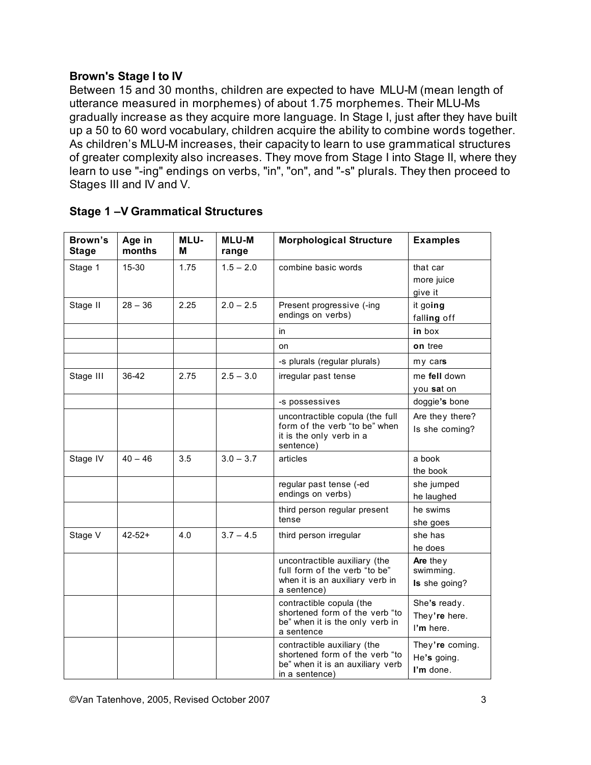### Brown's Stage I to IV

Between 15 and 30 months, children are expected to have MLU-M (mean length of utterance measured in morphemes) of about 1.75 morphemes. Their MLU-Ms gradually increase as they acquire more language. In Stage I, just after they have built up a 50 to 60 word vocabulary, children acquire the ability to combine words together. As children's MLU-M increases, their capacity to learn to use grammatical structures of greater complexity also increases. They move from Stage I into Stage II, where they learn to use "-ing" endings on verbs, "in", "on", and "-s" plurals. They then proceed to Stages III and IV and V.

### Stage 1 –V Grammatical Structures

| Brown's Stage | Age in months | MLU-M | MLU-M range | Morphological Structure | Examples |
|---|---|---|---|---|---|
| Stage 1 | 15-30 | 1.75 | 1.5 – 2.0 | combine basic words | that car<br>more juice<br>give it |
| Stage II | 28 – 36 | 2.25 | 2.0 – 2.5 | Present progressive (-ing endings on verbs) | it go**ing**<br>fall**ing** off |
| | | | | in | **in** box |
| | | | | on | **on** tree |
| | | | | -s plurals (regular plurals) | my car**s** |
| Stage III | 36-42 | 2.75 | 2.5 – 3.0 | irregular past tense | me **fell** down<br>you **sa**t on |
| | | | | -s possessives | doggie**'s** bone |
| | | | | uncontractible copula (the full form of the verb "to be" when it is the only verb in a sentence) | Are they there?<br>Is she coming? |
| Stage IV | 40 – 46 | 3.5 | 3.0 – 3.7 | articles | a book<br>the book |
| | | | | regular past tense (-ed endings on verbs) | she jumped<br>he laughed |
| | | | | third person regular present tense | he swims<br>she goes |
| Stage V | 42-52+ | 4.0 | 3.7 – 4.5 | third person irregular | she has<br>he does |
| | | | | uncontractible auxiliary (the full form of the verb "to be" when it is an auxiliary verb in a sentence) | **Are** they swimming.<br>**Is** she going? |
| | | | | contractible copula (the shortened form of the verb "to be" when it is the only verb in a sentence | She**'s** ready.<br>They**'re** here.<br>I**'m** here. |
| | | | | contractible auxiliary (the shortened form of the verb "to be" when it is an auxiliary verb in a sentence) | They**'re** coming.<br>He**'s** going.<br>**I'm** done. |

©Van Tatenhove, 2005, Revised October 2007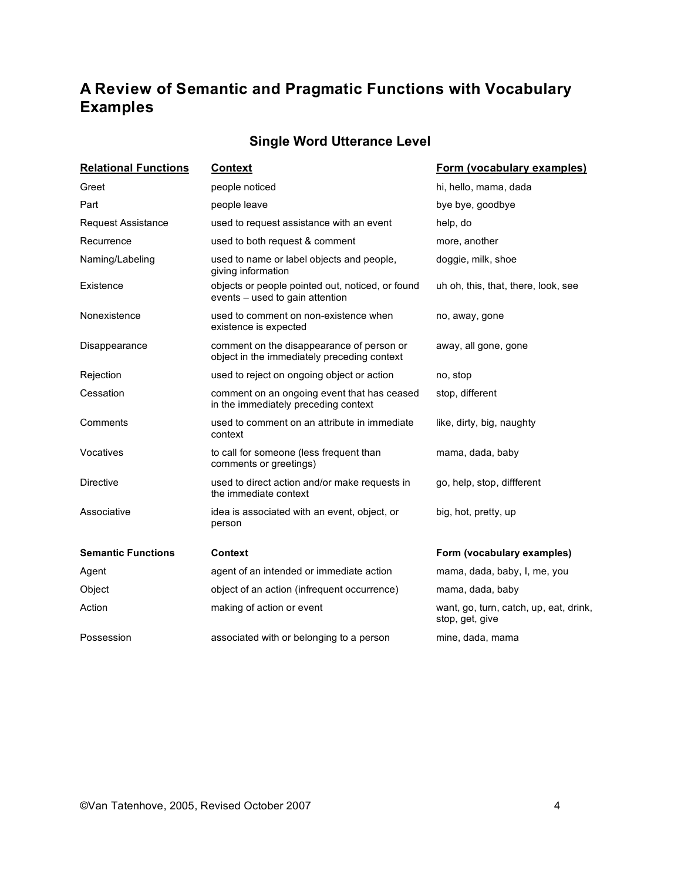# A Review of Semantic and Pragmatic Functions with Vocabulary Examples

## Single Word Utterance Level

| **Relational Functions** | **Context** | **Form (vocabulary examples)** |
|---|---|---|
| Greet | people noticed | hi, hello, mama, dada |
| Part | people leave | bye bye, goodbye |
| Request Assistance | used to request assistance with an event | help, do |
| Recurrence | used to both request & comment | more, another |
| Naming/Labeling | used to name or label objects and people, giving information | doggie, milk, shoe |
| Existence | objects or people pointed out, noticed, or found events – used to gain attention | uh oh, this, that, there, look, see |
| Nonexistence | used to comment on non-existence when existence is expected | no, away, gone |
| Disappearance | comment on the disappearance of person or object in the immediately preceding context | away, all gone, gone |
| Rejection | used to reject on ongoing object or action | no, stop |
| Cessation | comment on an ongoing event that has ceased in the immediately preceding context | stop, different |
| Comments | used to comment on an attribute in immediate context | like, dirty, big, naughty |
| Vocatives | to call for someone (less frequent than comments or greetings) | mama, dada, baby |
| Directive | used to direct action and/or make requests in the immediate context | go, help, stop, diffferent |
| Associative | idea is associated with an event, object, or person | big, hot, pretty, up |

| **Semantic Functions** | **Context** | **Form (vocabulary examples)** |
|---|---|---|
| Agent | agent of an intended or immediate action | mama, dada, baby, I, me, you |
| Object | object of an action (infrequent occurrence) | mama, dada, baby |
| Action | making of action or event | want, go, turn, catch, up, eat, drink, stop, get, give |
| Possession | associated with or belonging to a person | mine, dada, mama |

©Van Tatenhove, 2005, Revised October 2007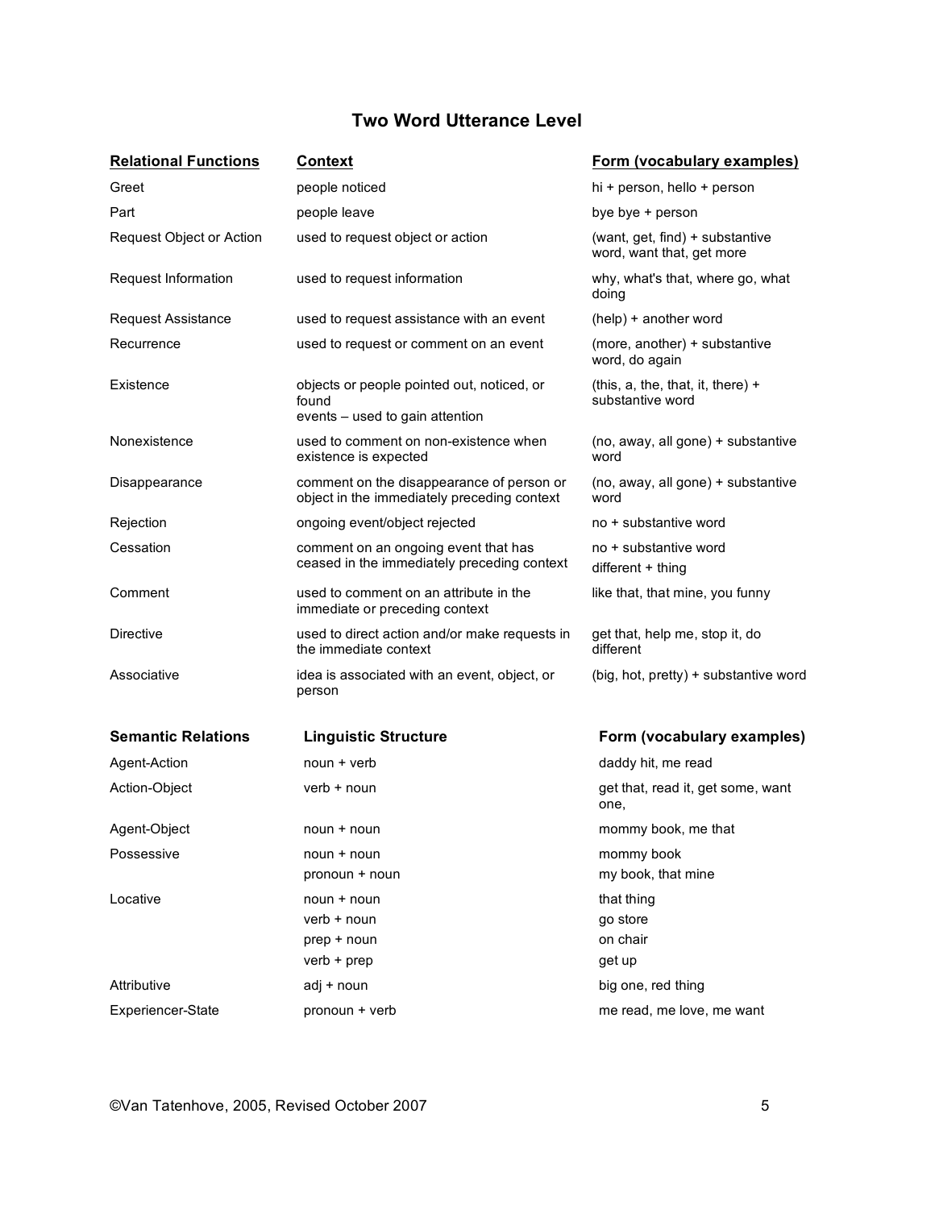# Two Word Utterance Level

| Relational Functions | Context | Form (vocabulary examples) |
|---|---|---|
| Greet | people noticed | hi + person, hello + person |
| Part | people leave | bye bye + person |
| Request Object or Action | used to request object or action | (want, get, find) + substantive word, want that, get more |
| Request Information | used to request information | why, what's that, where go, what doing |
| Request Assistance | used to request assistance with an event | (help) + another word |
| Recurrence | used to request or comment on an event | (more, another) + substantive word, do again |
| Existence | objects or people pointed out, noticed, or found<br>events – used to gain attention | (this, a, the, that, it, there) + substantive word |
| Nonexistence | used to comment on non-existence when existence is expected | (no, away, all gone) + substantive word |
| Disappearance | comment on the disappearance of person or object in the immediately preceding context | (no, away, all gone) + substantive word |
| Rejection | ongoing event/object rejected | no + substantive word |
| Cessation | comment on an ongoing event that has ceased in the immediately preceding context | no + substantive word<br>different + thing |
| Comment | used to comment on an attribute in the immediate or preceding context | like that, that mine, you funny |
| Directive | used to direct action and/or make requests in the immediate context | get that, help me, stop it, do different |
| Associative | idea is associated with an event, object, or person | (big, hot, pretty) + substantive word |

| Semantic Relations | Linguistic Structure | Form (vocabulary examples) |
|---|---|---|
| Agent-Action | noun + verb | daddy hit, me read |
| Action-Object | verb + noun | get that, read it, get some, want one, |
| Agent-Object | noun + noun | mommy book, me that |
| Possessive | noun + noun<br>pronoun + noun | mommy book<br>my book, that mine |
| Locative | noun + noun<br>verb + noun<br>prep + noun<br>verb + prep | that thing<br>go store<br>on chair<br>get up |
| Attributive | adj + noun | big one, red thing |
| Experiencer-State | pronoun + verb | me read, me love, me want |

©Van Tatenhove, 2005, Revised October 2007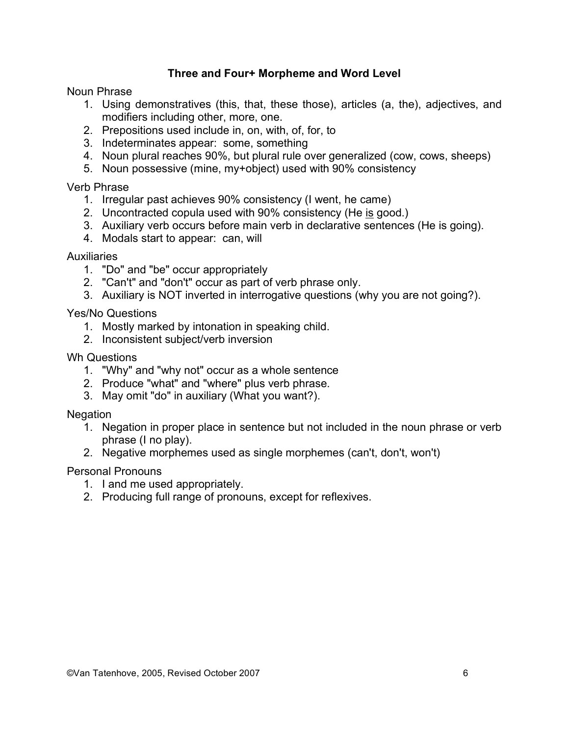## Three and Four+ Morpheme and Word Level

Noun Phrase

1. Using demonstratives (this, that, these those), articles (a, the), adjectives, and modifiers including other, more, one.
2. Prepositions used include in, on, with, of, for, to
3. Indeterminates appear: some, something
4. Noun plural reaches 90%, but plural rule over generalized (cow, cows, sheeps)
5. Noun possessive (mine, my+object) used with 90% consistency

Verb Phrase

1. Irregular past achieves 90% consistency (I went, he came)
2. Uncontracted copula used with 90% consistency (He <u>is</u> good.)
3. Auxiliary verb occurs before main verb in declarative sentences (He is going).
4. Modals start to appear: can, will

Auxiliaries

1. "Do" and "be" occur appropriately
2. "Can't" and "don't" occur as part of verb phrase only.
3. Auxiliary is NOT inverted in interrogative questions (why you are not going?).

Yes/No Questions

1. Mostly marked by intonation in speaking child.
2. Inconsistent subject/verb inversion

Wh Questions

1. "Why" and "why not" occur as a whole sentence
2. Produce "what" and "where" plus verb phrase.
3. May omit "do" in auxiliary (What you want?).

Negation

1. Negation in proper place in sentence but not included in the noun phrase or verb phrase (I no play).
2. Negative morphemes used as single morphemes (can't, don't, won't)

Personal Pronouns

1. I and me used appropriately.
2. Producing full range of pronouns, except for reflexives.

©Van Tatenhove, 2005, Revised October 2007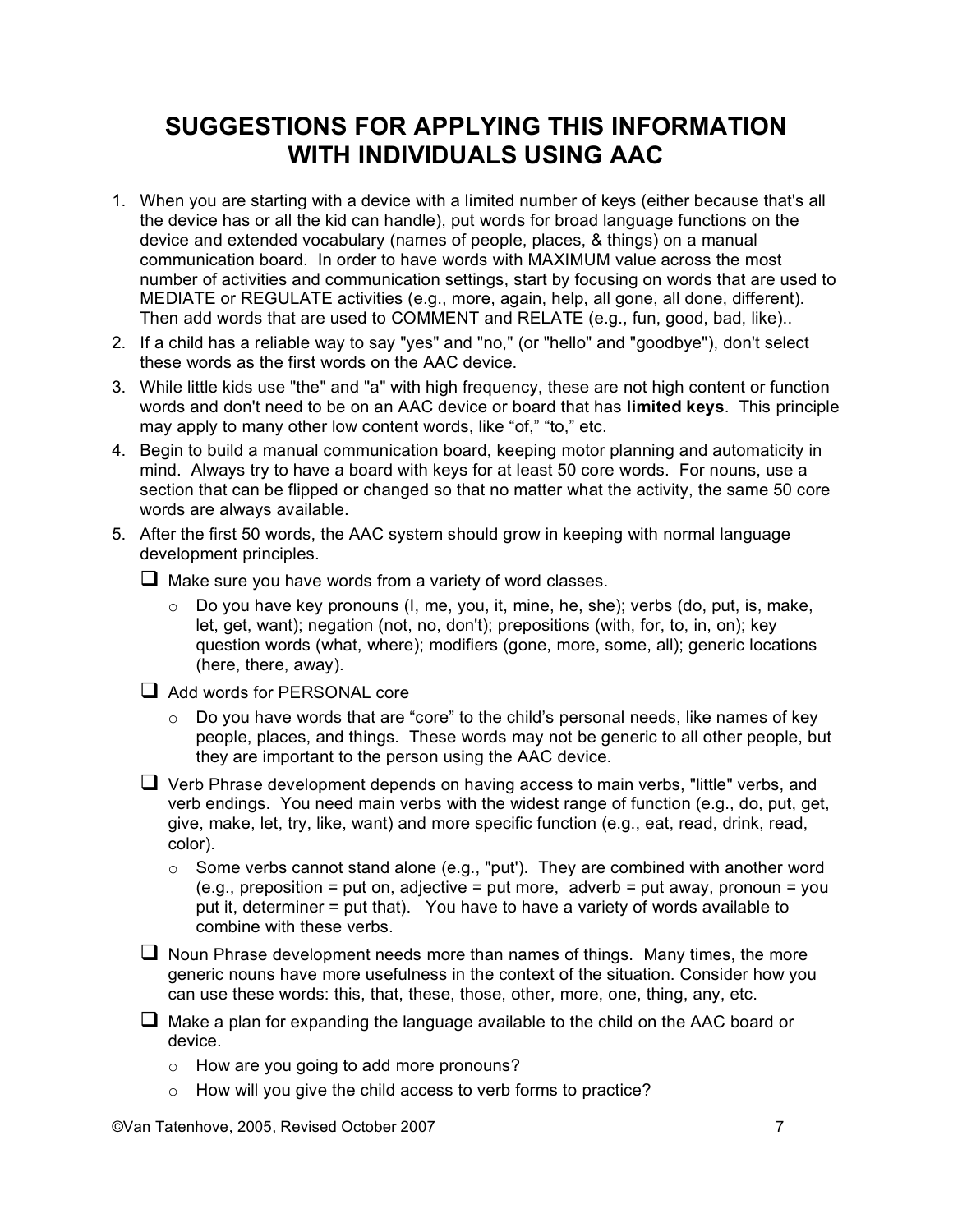# SUGGESTIONS FOR APPLYING THIS INFORMATION WITH INDIVIDUALS USING AAC

1. When you are starting with a device with a limited number of keys (either because that's all the device has or all the kid can handle), put words for broad language functions on the device and extended vocabulary (names of people, places, & things) on a manual communication board. In order to have words with MAXIMUM value across the most number of activities and communication settings, start by focusing on words that are used to MEDIATE or REGULATE activities (e.g., more, again, help, all gone, all done, different). Then add words that are used to COMMENT and RELATE (e.g., fun, good, bad, like)..
2. If a child has a reliable way to say "yes" and "no," (or "hello" and "goodbye"), don't select these words as the first words on the AAC device.
3. While little kids use "the" and "a" with high frequency, these are not high content or function words and don't need to be on an AAC device or board that has **limited keys**. This principle may apply to many other low content words, like "of," "to," etc.
4. Begin to build a manual communication board, keeping motor planning and automaticity in mind. Always try to have a board with keys for at least 50 core words. For nouns, use a section that can be flipped or changed so that no matter what the activity, the same 50 core words are always available.
5. After the first 50 words, the AAC system should grow in keeping with normal language development principles.
   - ❑ Make sure you have words from a variety of word classes.
     - Do you have key pronouns (I, me, you, it, mine, he, she); verbs (do, put, is, make, let, get, want); negation (not, no, don't); prepositions (with, for, to, in, on); key question words (what, where); modifiers (gone, more, some, all); generic locations (here, there, away).
   - ❑ Add words for PERSONAL core
     - Do you have words that are "core" to the child's personal needs, like names of key people, places, and things. These words may not be generic to all other people, but they are important to the person using the AAC device.
   - ❑ Verb Phrase development depends on having access to main verbs, "little" verbs, and verb endings. You need main verbs with the widest range of function (e.g., do, put, get, give, make, let, try, like, want) and more specific function (e.g., eat, read, drink, read, color).
     - Some verbs cannot stand alone (e.g., "put'). They are combined with another word (e.g., preposition = put on, adjective = put more, adverb = put away, pronoun = you put it, determiner = put that). You have to have a variety of words available to combine with these verbs.
   - ❑ Noun Phrase development needs more than names of things. Many times, the more generic nouns have more usefulness in the context of the situation. Consider how you can use these words: this, that, these, those, other, more, one, thing, any, etc.
   - ❑ Make a plan for expanding the language available to the child on the AAC board or device.
     - How are you going to add more pronouns?
     - How will you give the child access to verb forms to practice?

©Van Tatenhove, 2005, Revised October 2007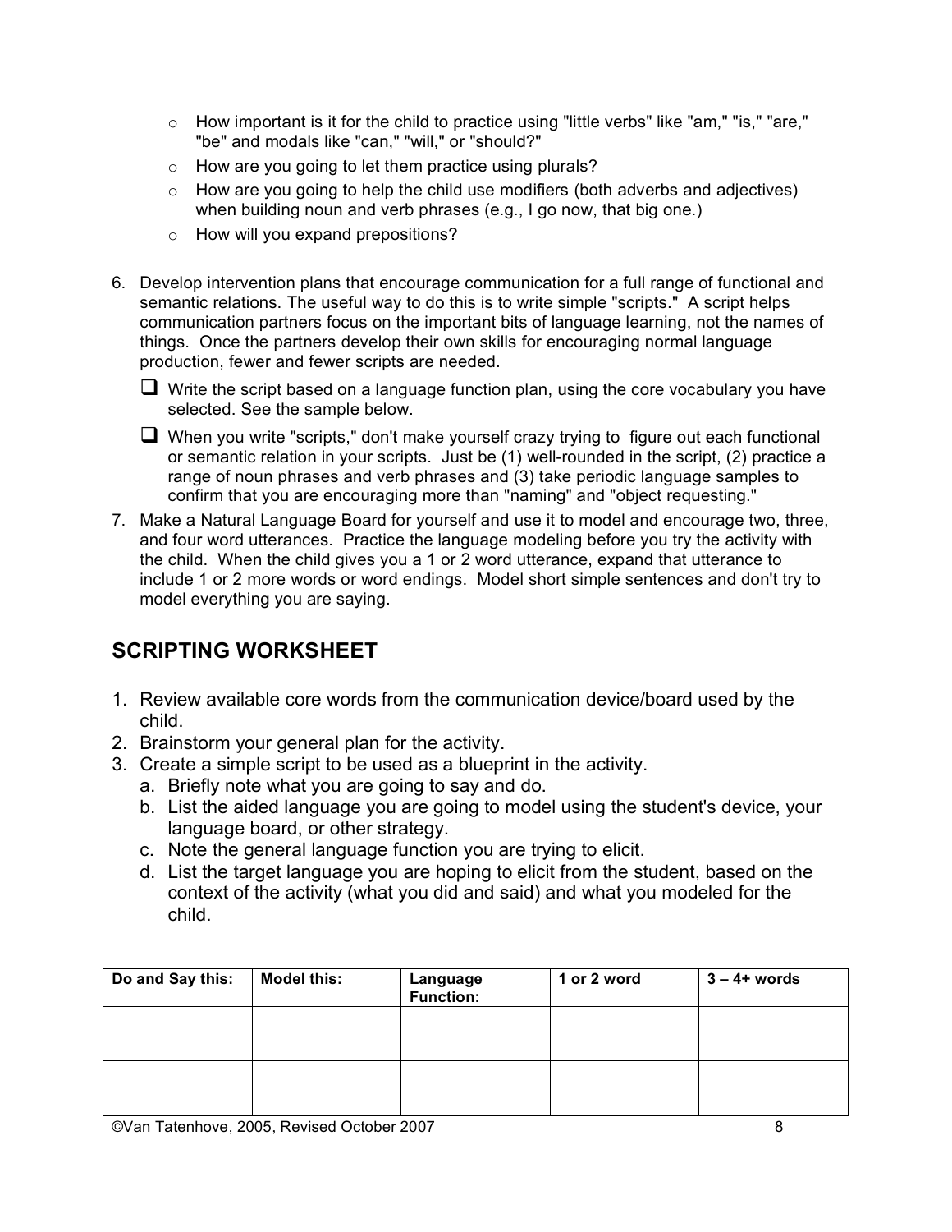- How important is it for the child to practice using "little verbs" like "am," "is," "are," "be" and modals like "can," "will," or "should?"
- How are you going to let them practice using plurals?
- How are you going to help the child use modifiers (both adverbs and adjectives) when building noun and verb phrases (e.g., I go <u>now</u>, that <u>big</u> one.)
- How will you expand prepositions?

6. Develop intervention plans that encourage communication for a full range of functional and semantic relations. The useful way to do this is to write simple "scripts." A script helps communication partners focus on the important bits of language learning, not the names of things. Once the partners develop their own skills for encouraging normal language production, fewer and fewer scripts are needed.
   - [ ] Write the script based on a language function plan, using the core vocabulary you have selected. See the sample below.
   - [ ] When you write "scripts," don't make yourself crazy trying to figure out each functional or semantic relation in your scripts. Just be (1) well-rounded in the script, (2) practice a range of noun phrases and verb phrases and (3) take periodic language samples to confirm that you are encouraging more than "naming" and "object requesting."
7. Make a Natural Language Board for yourself and use it to model and encourage two, three, and four word utterances. Practice the language modeling before you try the activity with the child. When the child gives you a 1 or 2 word utterance, expand that utterance to include 1 or 2 more words or word endings. Model short simple sentences and don't try to model everything you are saying.

## SCRIPTING WORKSHEET

1. Review available core words from the communication device/board used by the child.
2. Brainstorm your general plan for the activity.
3. Create a simple script to be used as a blueprint in the activity.
   a. Briefly note what you are going to say and do.
   b. List the aided language you are going to model using the student's device, your language board, or other strategy.
   c. Note the general language function you are trying to elicit.
   d. List the target language you are hoping to elicit from the student, based on the context of the activity (what you did and said) and what you modeled for the child.

| Do and Say this: | Model this: | Language Function: | 1 or 2 word | 3 – 4+ words |
|---|---|---|---|---|
| | | | | |
| | | | | |

©Van Tatenhove, 2005, Revised October 2007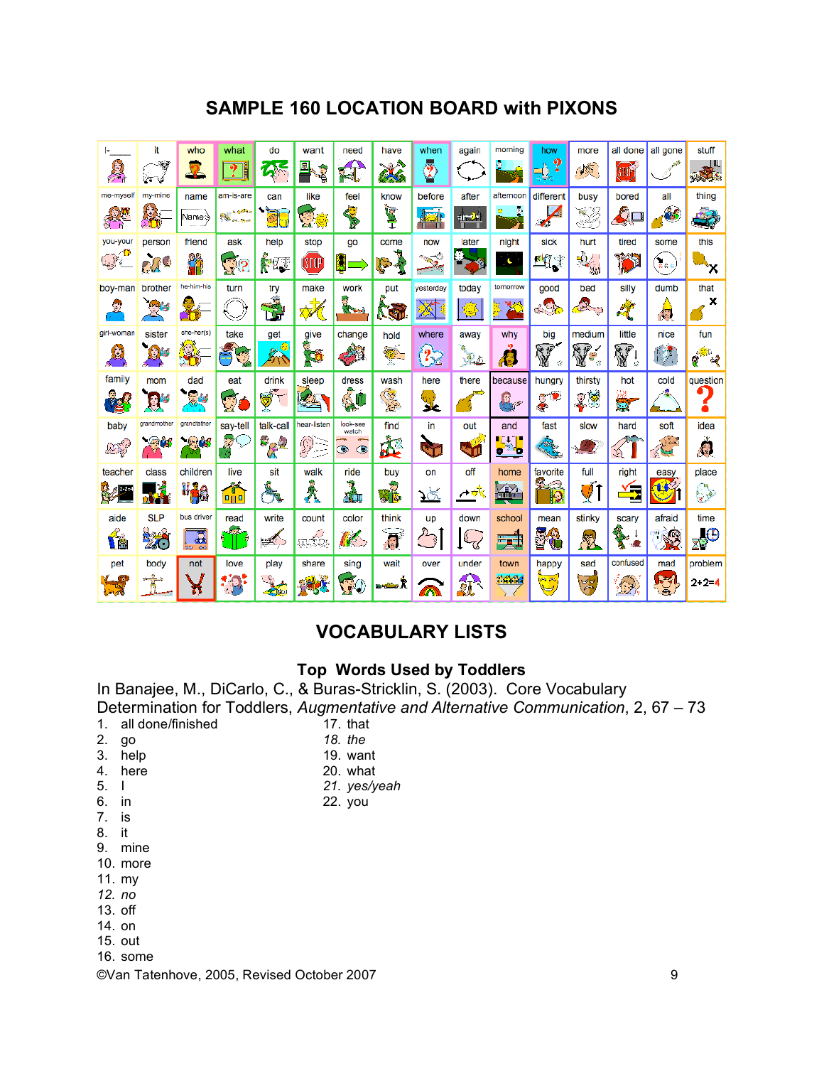# SAMPLE 160 LOCATION BOARD with PIXONS

| I-____ | it | who | what | do | want | need | have | when | again | morning | how | more | all done | all gone | stuff |
|---|---|---|---|---|---|---|---|---|---|---|---|---|---|---|---|
| me-myself | my-mine | name | am-is-are | can | like | feel | know | before | after | afternoon | different | busy | bored | all | thing |
| you-your | person | friend | ask | help | stop | go | come | now | later | night | sick | hurt | tired | some | this |
| boy-man | brother | he-him-his | turn | try | make | work | put | yesterday | today | tomorrow | good | bad | silly | dumb | that |
| girl-woman | sister | she-her(s) | take | get | give | change | hold | where | away | why | big | medium | little | nice | fun |
| family | mom | dad | eat | drink | sleep | dress | wash | here | there | because | hungry | thirsty | hot | cold | question |
| baby | grandmother | grandfather | say-tell | talk-call | hear-listen | look-see watch | find | in | out | and | fast | slow | hard | soft | idea |
| teacher | class | children | live | sit | walk | ride | buy | on | off | home | favorite | full | right | easy | place |
| aide | SLP | bus driver | read | write | count | color | think | up | down | school | mean | stinky | scary | afraid | time |
| pet | body | not | love | play | share | sing | wait | over | under | town | happy | sad | confused | mad | problem |

# VOCABULARY LISTS

## Top Words Used by Toddlers

In Banajee, M., DiCarlo, C., & Buras-Stricklin, S. (2003). Core Vocabulary Determination for Toddlers, *Augmentative and Alternative Communication*, 2, 67 – 73

1. all done/finished
2. go
3. help
4. here
5. I
6. in
7. is
8. it
9. mine
10. more
11. my
12. *no*
13. off
14. on
15. out
16. some
17. that
18. *the*
19. want
20. what
21. *yes/yeah*
22. you

©Van Tatenhove, 2005, Revised October 2007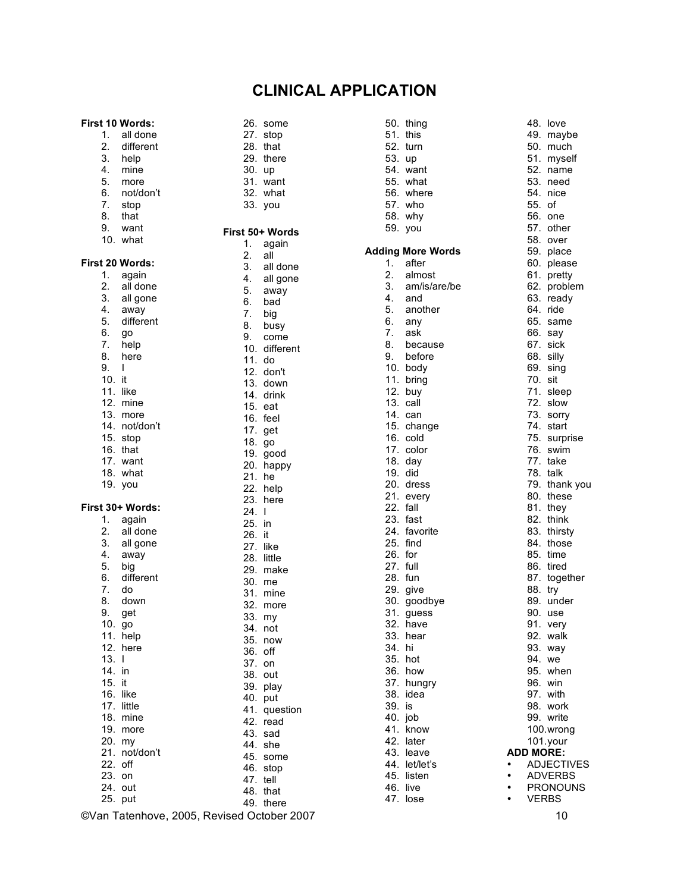# CLINICAL APPLICATION

**First 10 Words:**

1. all done
2. different
3. help
4. mine
5. more
6. not/don't
7. stop
8. that
9. want
10. what

**First 20 Words:**

1. again
2. all done
3. all gone
4. away
5. different
6. go
7. help
8. here
9. I
10. it
11. like
12. mine
13. more
14. not/don't
15. stop
16. that
17. want
18. what
19. you

**First 30+ Words:**

1. again
2. all done
3. all gone
4. away
5. big
6. different
7. do
8. down
9. get
10. go
11. help
12. here
13. I
14. in
15. it
16. like
17. little
18. mine
19. more
20. my
21. not/don't
22. off
23. on
24. out
25. put
26. some
27. stop
28. that
29. there
30. up
31. want
32. what
33. you

**First 50+ Words:**

1. again
2. all
3. all done
4. all gone
5. away
6. bad
7. big
8. busy
9. come
10. different
11. do
12. don't
13. down
14. drink
15. eat
16. feel
17. get
18. go
19. good
20. happy
21. he
22. help
23. here
24. I
25. in
26. it
27. like
28. little
29. make
30. me
31. mine
32. more
33. my
34. not
35. now
36. off
37. on
38. out
39. play
40. put
41. question
42. read
43. sad
44. she
45. some
46. stop
47. tell
48. that
49. there
50. thing
51. this
52. turn
53. up
54. want
55. what
56. where
57. who
58. why
59. you

**Adding More Words**

1. after
2. almost
3. am/is/are/be
4. and
5. another
6. any
7. ask
8. because
9. before
10. body
11. bring
12. buy
13. call
14. can
15. change
16. cold
17. color
18. day
19. did
20. dress
21. every
22. fall
23. fast
24. favorite
25. find
26. for
27. full
28. fun
29. give
30. goodbye
31. guess
32. have
33. hear
34. hi
35. hot
36. how
37. hungry
38. idea
39. is
40. job
41. know
42. later
43. leave
44. let/let's
45. listen
46. live
47. lose
48. love
49. maybe
50. much
51. myself
52. name
53. need
54. nice
55. of
56. one
57. other
58. over
59. place
60. please
61. pretty
62. problem
63. ready
64. ride
65. same
66. say
67. sick
68. silly
69. sing
70. sit
71. sleep
72. slow
73. sorry
74. start
75. surprise
76. swim
77. take
78. talk
79. thank you
80. these
81. they
82. think
83. thirsty
84. those
85. time
86. tired
87. together
88. try
89. under
90. use
91. very
92. walk
93. way
94. we
95. when
96. win
97. with
98. work
99. write
100. wrong
101. your

**ADD MORE:**

- ADJECTIVES
- ADVERBS
- PRONOUNS
- VERBS

©Van Tatenhove, 2005, Revised October 2007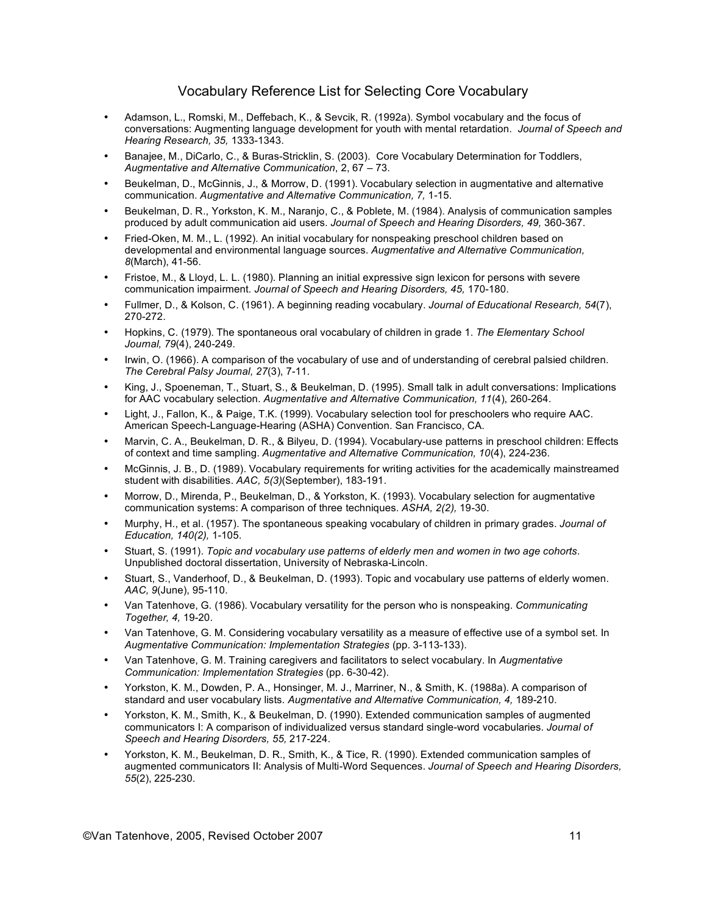# Vocabulary Reference List for Selecting Core Vocabulary

- Adamson, L., Romski, M., Deffebach, K., & Sevcik, R. (1992a). Symbol vocabulary and the focus of conversations: Augmenting language development for youth with mental retardation. *Journal of Speech and Hearing Research, 35,* 1333-1343.
- Banajee, M., DiCarlo, C., & Buras-Stricklin, S. (2003). Core Vocabulary Determination for Toddlers, *Augmentative and Alternative Communication*, 2, 67 – 73.
- Beukelman, D., McGinnis, J., & Morrow, D. (1991). Vocabulary selection in augmentative and alternative communication. *Augmentative and Alternative Communication, 7,* 1-15.
- Beukelman, D. R., Yorkston, K. M., Naranjo, C., & Poblete, M. (1984). Analysis of communication samples produced by adult communication aid users. *Journal of Speech and Hearing Disorders, 49,* 360-367.
- Fried-Oken, M. M., L. (1992). An initial vocabulary for nonspeaking preschool children based on developmental and environmental language sources. *Augmentative and Alternative Communication, 8*(March), 41-56.
- Fristoe, M., & Lloyd, L. L. (1980). Planning an initial expressive sign lexicon for persons with severe communication impairment. *Journal of Speech and Hearing Disorders, 45,* 170-180.
- Fullmer, D., & Kolson, C. (1961). A beginning reading vocabulary. *Journal of Educational Research, 54*(7), 270-272.
- Hopkins, C. (1979). The spontaneous oral vocabulary of children in grade 1. *The Elementary School Journal, 79*(4), 240-249.
- Irwin, O. (1966). A comparison of the vocabulary of use and of understanding of cerebral palsied children. *The Cerebral Palsy Journal, 27*(3), 7-11.
- King, J., Spoeneman, T., Stuart, S., & Beukelman, D. (1995). Small talk in adult conversations: Implications for AAC vocabulary selection. *Augmentative and Alternative Communication, 11*(4), 260-264.
- Light, J., Fallon, K., & Paige, T.K. (1999). Vocabulary selection tool for preschoolers who require AAC. American Speech-Language-Hearing (ASHA) Convention. San Francisco, CA.
- Marvin, C. A., Beukelman, D. R., & Bilyeu, D. (1994). Vocabulary-use patterns in preschool children: Effects of context and time sampling. *Augmentative and Alternative Communication, 10*(4), 224-236.
- McGinnis, J. B., D. (1989). Vocabulary requirements for writing activities for the academically mainstreamed student with disabilities. *AAC, 5(3)*(September), 183-191.
- Morrow, D., Mirenda, P., Beukelman, D., & Yorkston, K. (1993). Vocabulary selection for augmentative communication systems: A comparison of three techniques. *ASHA, 2(2),* 19-30.
- Murphy, H., et al. (1957). The spontaneous speaking vocabulary of children in primary grades. *Journal of Education, 140(2),* 1-105.
- Stuart, S. (1991). *Topic and vocabulary use patterns of elderly men and women in two age cohorts.* Unpublished doctoral dissertation, University of Nebraska-Lincoln.
- Stuart, S., Vanderhoof, D., & Beukelman, D. (1993). Topic and vocabulary use patterns of elderly women. *AAC, 9*(June), 95-110.
- Van Tatenhove, G. (1986). Vocabulary versatility for the person who is nonspeaking. *Communicating Together, 4,* 19-20.
- Van Tatenhove, G. M. Considering vocabulary versatility as a measure of effective use of a symbol set. In *Augmentative Communication: Implementation Strategies* (pp. 3-113-133).
- Van Tatenhove, G. M. Training caregivers and facilitators to select vocabulary. In *Augmentative Communication: Implementation Strategies* (pp. 6-30-42).
- Yorkston, K. M., Dowden, P. A., Honsinger, M. J., Marriner, N., & Smith, K. (1988a). A comparison of standard and user vocabulary lists. *Augmentative and Alternative Communication, 4,* 189-210.
- Yorkston, K. M., Smith, K., & Beukelman, D. (1990). Extended communication samples of augmented communicators I: A comparison of individualized versus standard single-word vocabularies. *Journal of Speech and Hearing Disorders, 55,* 217-224.
- Yorkston, K. M., Beukelman, D. R., Smith, K., & Tice, R. (1990). Extended communication samples of augmented communicators II: Analysis of Multi-Word Sequences. *Journal of Speech and Hearing Disorders, 55*(2), 225-230.

©Van Tatenhove, 2005, Revised October 2007